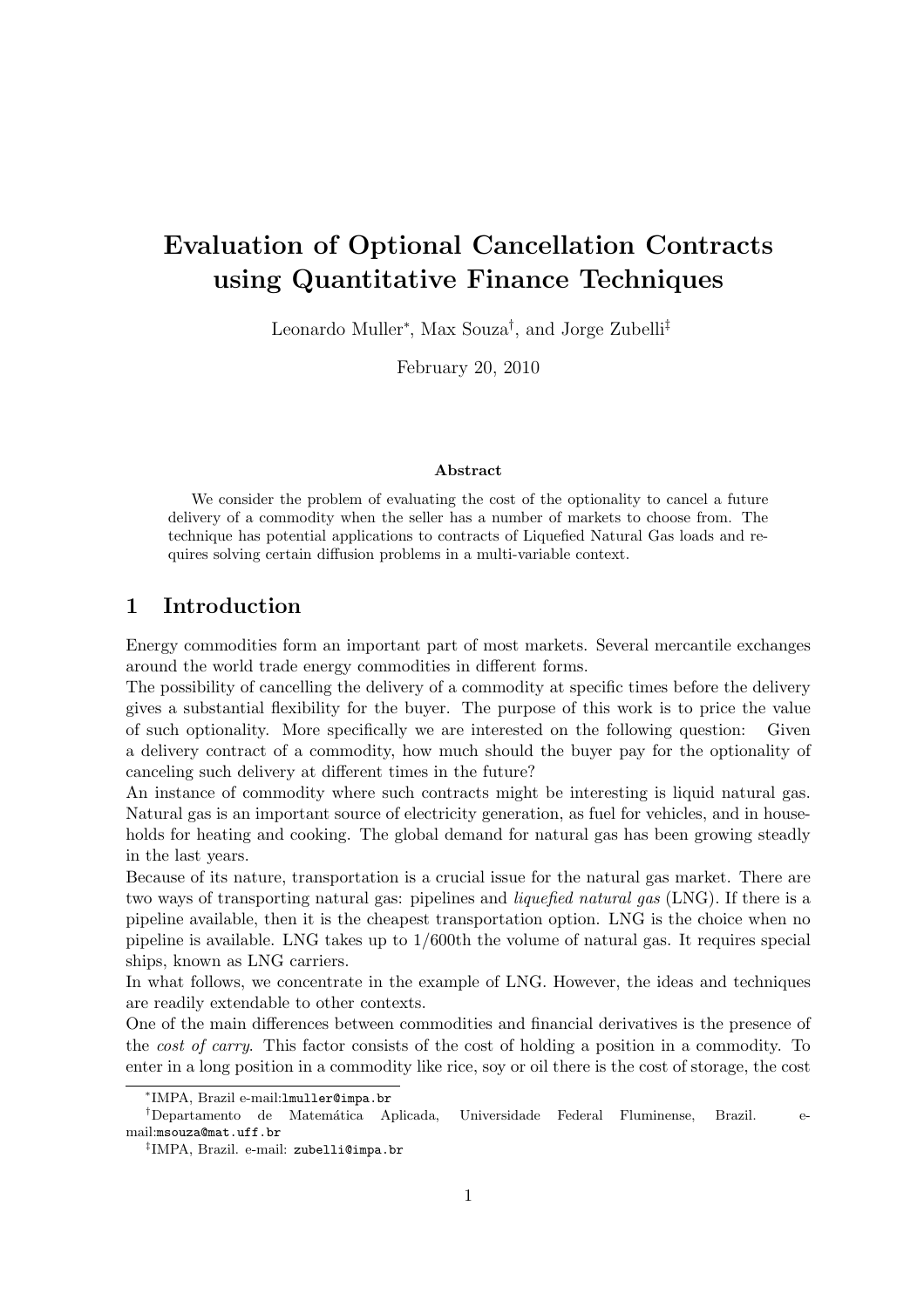# Evaluation of Optional Cancellation Contracts using Quantitative Finance Techniques

Leonardo Muller[*], Max Souza[†], and Jorge Zubelli[‡]

February 20, 2010

### Abstract

We consider the problem of evaluating the cost of the optionality to cancel a future delivery of a commodity when the seller has a number of markets to choose from. The technique has potential applications to contracts of Liquefied Natural Gas loads and requires solving certain diffusion problems in a multi-variable context.

## 1 Introduction

Energy commodities form an important part of most markets. Several mercantile exchanges around the world trade energy commodities in different forms.

The possibility of cancelling the delivery of a commodity at specific times before the delivery gives a substantial flexibility for the buyer. The purpose of this work is to price the value of such optionality. More specifically we are interested on the following question: Given a delivery contract of a commodity, how much should the buyer pay for the optionality of canceling such delivery at different times in the future?

An instance of commodity where such contracts might be interesting is liquid natural gas. Natural gas is an important source of electricity generation, as fuel for vehicles, and in households for heating and cooking. The global demand for natural gas has been growing steadly in the last years.

Because of its nature, transportation is a crucial issue for the natural gas market. There are two ways of transporting natural gas: pipelines and *liquefied natural gas* (LNG). If there is a pipeline available, then it is the cheapest transportation option. LNG is the choice when no pipeline is available. LNG takes up to 1/600th the volume of natural gas. It requires special ships, known as LNG carriers.

In what follows, we concentrate in the example of LNG. However, the ideas and techniques are readily extendable to other contexts.

One of the main differences between commodities and financial derivatives is the presence of the *cost of carry*. This factor consists of the cost of holding a position in a commodity. To enter in a long position in a commodity like rice, soy or oil there is the cost of storage, the cost

---

[*] IMPA, Brazil e-mail:lmuller@impa.br

[†] Departamento de Matemática Aplicada, Universidade Federal Fluminense, Brazil. e-mail:msouza@mat.uff.br

[‡] IMPA, Brazil. e-mail: zubelli@impa.br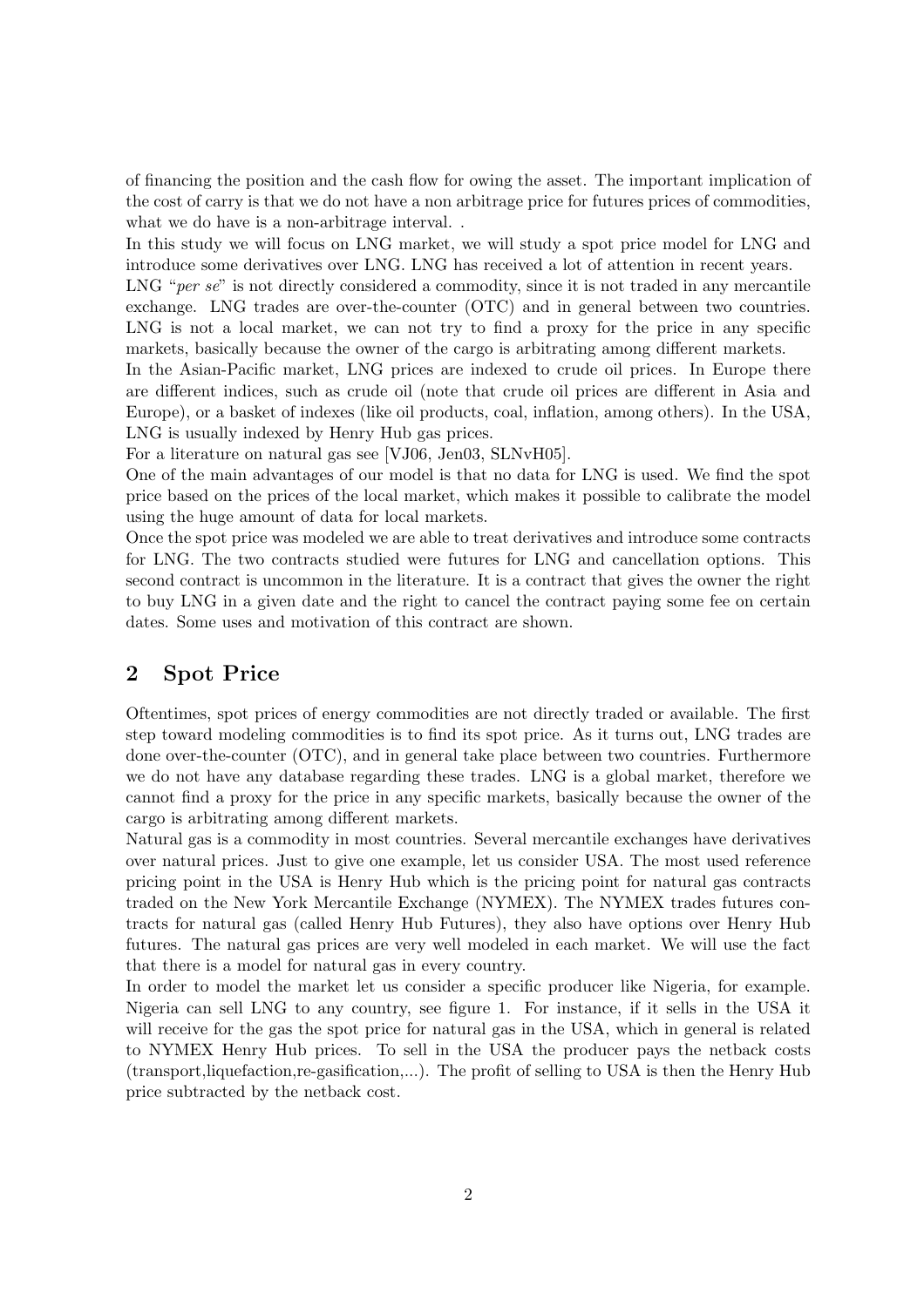of financing the position and the cash flow for owing the asset. The important implication of the cost of carry is that we do not have a non arbitrage price for futures prices of commodities, what we do have is a non-arbitrage interval. .

In this study we will focus on LNG market, we will study a spot price model for LNG and introduce some derivatives over LNG. LNG has received a lot of attention in recent years.

LNG "*per se*" is not directly considered a commodity, since it is not traded in any mercantile exchange. LNG trades are over-the-counter (OTC) and in general between two countries. LNG is not a local market, we can not try to find a proxy for the price in any specific markets, basically because the owner of the cargo is arbitrating among different markets.

In the Asian-Pacific market, LNG prices are indexed to crude oil prices. In Europe there are different indices, such as crude oil (note that crude oil prices are different in Asia and Europe), or a basket of indexes (like oil products, coal, inflation, among others). In the USA, LNG is usually indexed by Henry Hub gas prices.

For a literature on natural gas see [VJ06, Jen03, SLNvH05].

One of the main advantages of our model is that no data for LNG is used. We find the spot price based on the prices of the local market, which makes it possible to calibrate the model using the huge amount of data for local markets.

Once the spot price was modeled we are able to treat derivatives and introduce some contracts for LNG. The two contracts studied were futures for LNG and cancellation options. This second contract is uncommon in the literature. It is a contract that gives the owner the right to buy LNG in a given date and the right to cancel the contract paying some fee on certain dates. Some uses and motivation of this contract are shown.

## 2 Spot Price

Oftentimes, spot prices of energy commodities are not directly traded or available. The first step toward modeling commodities is to find its spot price. As it turns out, LNG trades are done over-the-counter (OTC), and in general take place between two countries. Furthermore we do not have any database regarding these trades. LNG is a global market, therefore we cannot find a proxy for the price in any specific markets, basically because the owner of the cargo is arbitrating among different markets.

Natural gas is a commodity in most countries. Several mercantile exchanges have derivatives over natural prices. Just to give one example, let us consider USA. The most used reference pricing point in the USA is Henry Hub which is the pricing point for natural gas contracts traded on the New York Mercantile Exchange (NYMEX). The NYMEX trades futures contracts for natural gas (called Henry Hub Futures), they also have options over Henry Hub futures. The natural gas prices are very well modeled in each market. We will use the fact that there is a model for natural gas in every country.

In order to model the market let us consider a specific producer like Nigeria, for example. Nigeria can sell LNG to any country, see figure 1. For instance, if it sells in the USA it will receive for the gas the spot price for natural gas in the USA, which in general is related to NYMEX Henry Hub prices. To sell in the USA the producer pays the netback costs (transport,liquefaction,re-gasification,...). The profit of selling to USA is then the Henry Hub price subtracted by the netback cost.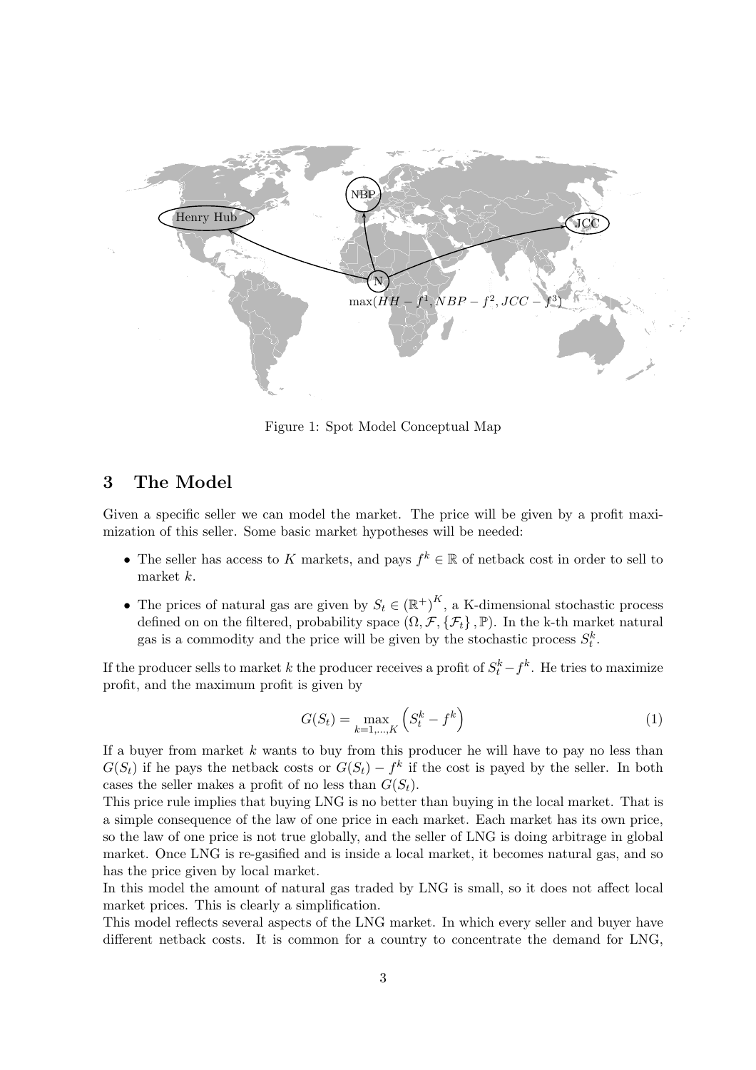Henry Hub

NBP

JCC

N

$\max(HH - f^1, NBP - f^2, JCC - f^3)$

Figure 1: Spot Model Conceptual Map

## 3 The Model

Given a specific seller we can model the market. The price will be given by a profit maximization of this seller. Some basic market hypotheses will be needed:

- The seller has access to $K$ markets, and pays $f^k \in \mathbb{R}$ of netback cost in order to sell to market $k$.
- The prices of natural gas are given by $S_t \in (\mathbb{R}^+)^K$, a K-dimensional stochastic process defined on on the filtered, probability space $(\Omega, \mathcal{F}, \{\mathcal{F}_t\}, \mathbb{P})$. In the k-th market natural gas is a commodity and the price will be given by the stochastic process $S_t^k$.

If the producer sells to market $k$ the producer receives a profit of $S_t^k - f^k$. He tries to maximize profit, and the maximum profit is given by

$$G(S_t) = \max_{k=1,\dots,K} \left( S_t^k - f^k \right) \tag{1}$$

If a buyer from market $k$ wants to buy from this producer he will have to pay no less than $G(S_t)$ if he pays the netback costs or $G(S_t) - f^k$ if the cost is payed by the seller. In both cases the seller makes a profit of no less than $G(S_t)$.

This price rule implies that buying LNG is no better than buying in the local market. That is a simple consequence of the law of one price in each market. Each market has its own price, so the law of one price is not true globally, and the seller of LNG is doing arbitrage in global market. Once LNG is re-gasified and is inside a local market, it becomes natural gas, and so has the price given by local market.

In this model the amount of natural gas traded by LNG is small, so it does not affect local market prices. This is clearly a simplification.

This model reflects several aspects of the LNG market. In which every seller and buyer have different netback costs. It is common for a country to concentrate the demand for LNG,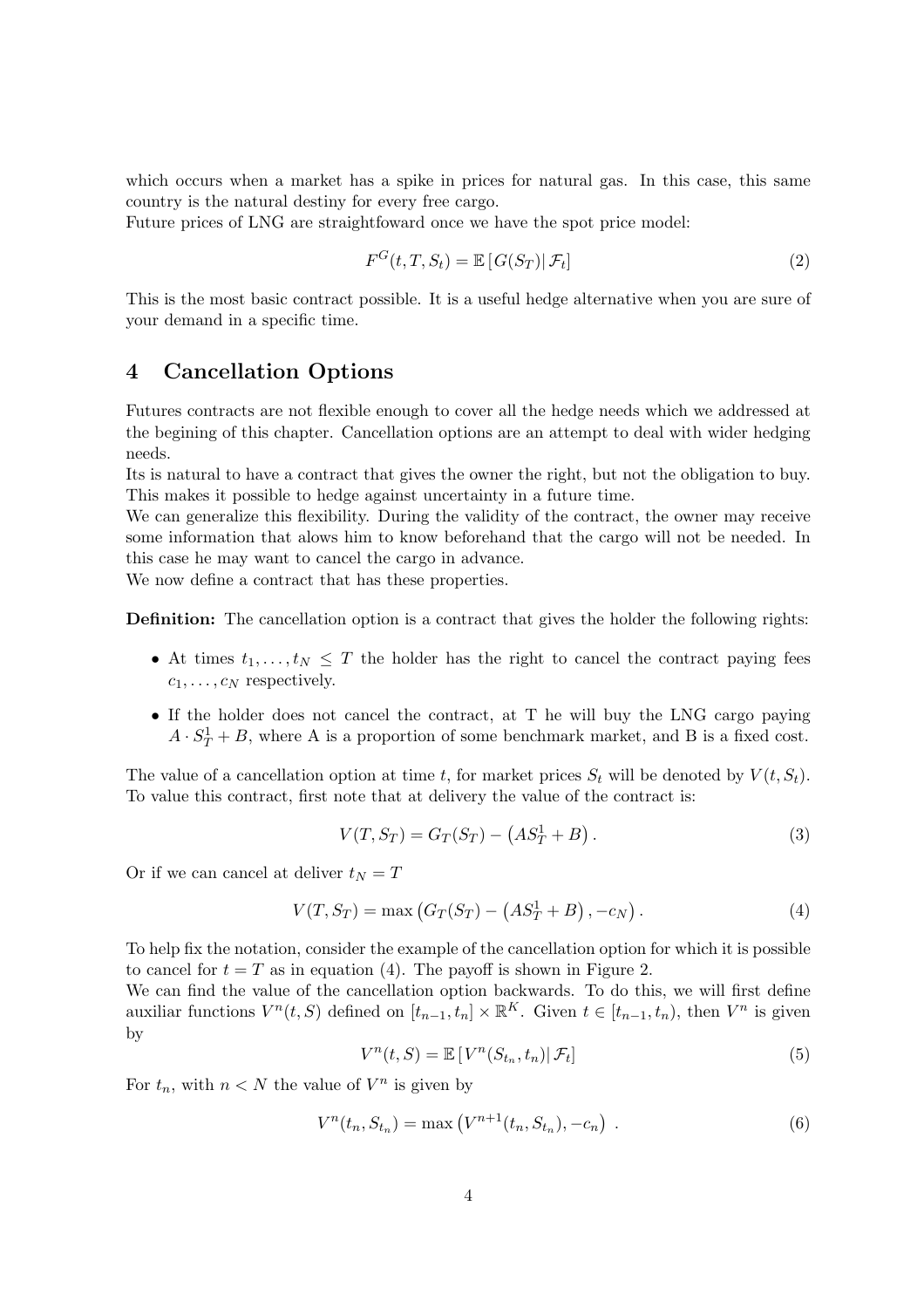which occurs when a market has a spike in prices for natural gas. In this case, this same country is the natural destiny for every free cargo.

Future prices of LNG are straightfoward once we have the spot price model:

$$F^G(t,T,S_t) = \mathbb{E}\left[G(S_T)\middle|\,\mathcal{F}_t\right] \tag{2}$$

This is the most basic contract possible. It is a useful hedge alternative when you are sure of your demand in a specific time.

## 4 Cancellation Options

Futures contracts are not flexible enough to cover all the hedge needs which we addressed at the begining of this chapter. Cancellation options are an attempt to deal with wider hedging needs.

Its is natural to have a contract that gives the owner the right, but not the obligation to buy. This makes it possible to hedge against uncertainty in a future time.

We can generalize this flexibility. During the validity of the contract, the owner may receive some information that alows him to know beforehand that the cargo will not be needed. In this case he may want to cancel the cargo in advance.

We now define a contract that has these properties.

**Definition:** The cancellation option is a contract that gives the holder the following rights:

- At times $t_1, \ldots, t_N \leq T$ the holder has the right to cancel the contract paying fees $c_1, \ldots, c_N$ respectively.
- If the holder does not cancel the contract, at T he will buy the LNG cargo paying $A \cdot S_T^1 + B$, where A is a proportion of some benchmark market, and B is a fixed cost.

The value of a cancellation option at time $t$, for market prices $S_t$ will be denoted by $V(t, S_t)$. To value this contract, first note that at delivery the value of the contract is:

$$V(T,S_T) = G_T(S_T) - \left(AS_T^1 + B\right). \tag{3}$$

Or if we can cancel at deliver $t_N = T$

$$V(T,S_T) = \max\left(G_T(S_T) - \left(AS_T^1 + B\right), -c_N\right). \tag{4}$$

To help fix the notation, consider the example of the cancellation option for which it is possible to cancel for $t = T$ as in equation (4). The payoff is shown in Figure 2.

We can find the value of the cancellation option backwards. To do this, we will first define auxiliar functions $V^n(t,S)$ defined on $[t_{n-1}, t_n] \times \mathbb{R}^K$. Given $t \in [t_{n-1}, t_n)$, then $V^n$ is given by

$$V^n(t,S) = \mathbb{E}\left[V^n(S_{t_n}, t_n)\middle|\,\mathcal{F}_t\right] \tag{5}$$

For $t_n$, with $n < N$ the value of $V^n$ is given by

$$V^n(t_n, S_{t_n}) = \max\left(V^{n+1}(t_n, S_{t_n}), -c_n\right) \ . \tag{6}$$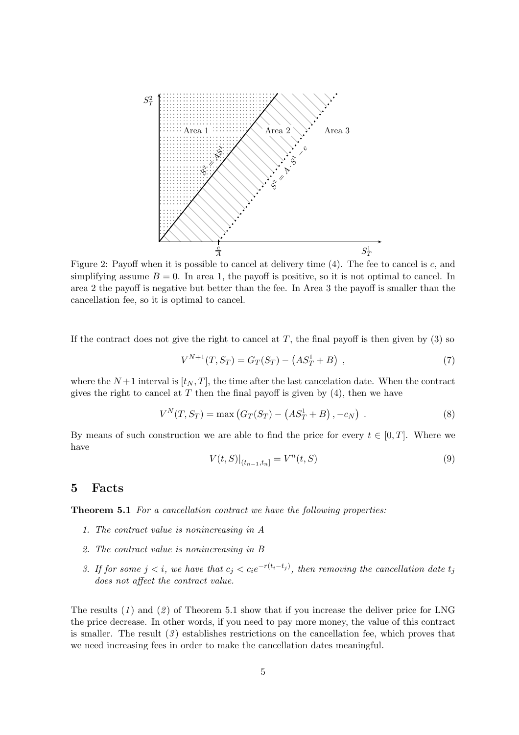$S_T^2$

Area 1

Area 2

Area 3

$S^2 = AS^1$

$S^2 = A \cdot S^1 - c$

$\frac{c}{A}$

$S_T^1$

Figure 2: Payoff when it is possible to cancel at delivery time (4). The fee to cancel is $c$, and simplifying assume $B = 0$. In area 1, the payoff is positive, so it is not optimal to cancel. In area 2 the payoff is negative but better than the fee. In Area 3 the payoff is smaller than the cancellation fee, so it is optimal to cancel.

If the contract does not give the right to cancel at $T$, the final payoff is then given by (3) so

$$V^{N+1}(T, S_T) = G_T(S_T) - \left(AS_T^1 + B\right) \ , \tag{7}$$

where the $N+1$ interval is $[t_N, T]$, the time after the last cancelation date. When the contract gives the right to cancel at $T$ then the final payoff is given by (4), then we have

$$V^N(T, S_T) = \max\left(G_T(S_T) - \left(AS_T^1 + B\right), -c_N\right) \ . \tag{8}$$

By means of such construction we are able to find the price for every $t \in [0, T]$. Where we have

$$V(t, S)|_{(t_{n-1}, t_n]} = V^n(t, S) \tag{9}$$

## 5 Facts

**Theorem 5.1** *For a cancellation contract we have the following properties:*

1. *The contract value is nonincreasing in A*
2. *The contract value is nonincreasing in B*
3. *If for some $j < i$, we have that $c_j < c_i e^{-r(t_i - t_j)}$, then removing the cancellation date $t_j$ does not affect the contract value.*

The results (*1*) and (*2*) of Theorem 5.1 show that if you increase the deliver price for LNG the price decrease. In other words, if you need to pay more money, the value of this contract is smaller. The result (*3*) establishes restrictions on the cancellation fee, which proves that we need increasing fees in order to make the cancellation dates meaningful.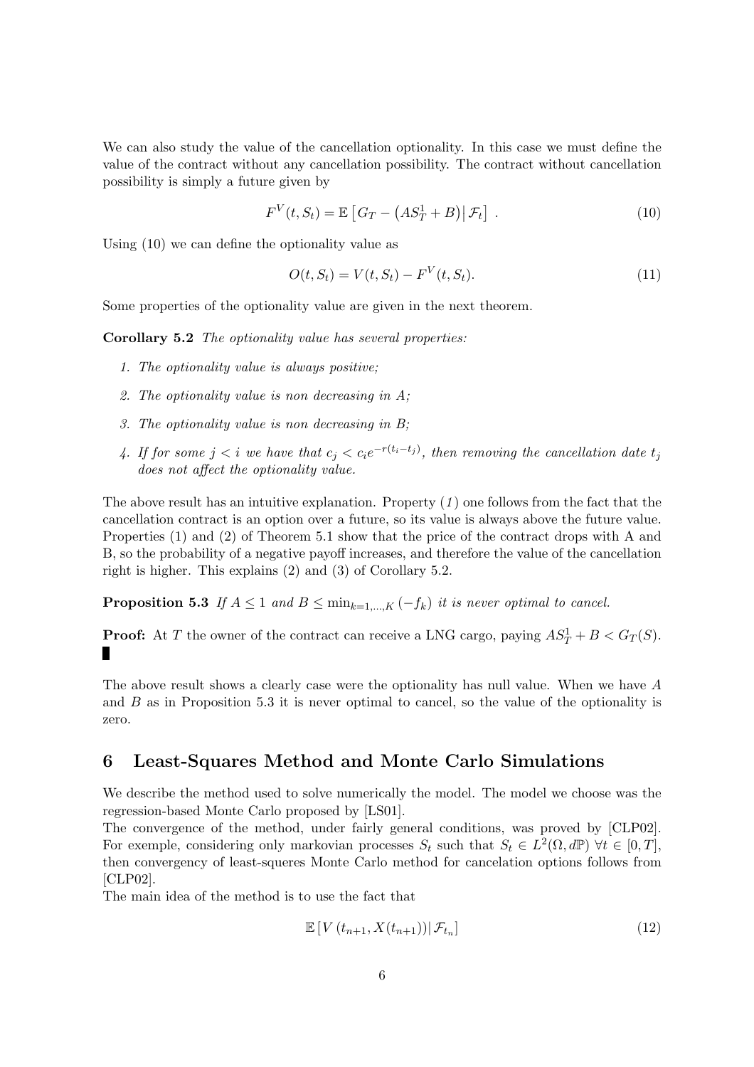We can also study the value of the cancellation optionality. In this case we must define the value of the contract without any cancellation possibility. The contract without cancellation possibility is simply a future given by

$$F^V(t, S_t) = \mathbb{E}\left[ G_T - \left(AS_T^1 + B\right) \middle| \mathcal{F}_t \right] \ . \tag{10}$$

Using (10) we can define the optionality value as

$$O(t, S_t) = V(t, S_t) - F^V(t, S_t). \tag{11}$$

Some properties of the optionality value are given in the next theorem.

**Corollary 5.2** *The optionality value has several properties:*

1. *The optionality value is always positive;*
2. *The optionality value is non decreasing in A;*
3. *The optionality value is non decreasing in B;*
4. *If for some $j < i$ we have that $c_j < c_i e^{-r(t_i - t_j)}$, then removing the cancellation date $t_j$ does not affect the optionality value.*

The above result has an intuitive explanation. Property (*1*) one follows from the fact that the cancellation contract is an option over a future, so its value is always above the future value. Properties (1) and (2) of Theorem 5.1 show that the price of the contract drops with A and B, so the probability of a negative payoff increases, and therefore the value of the cancellation right is higher. This explains (2) and (3) of Corollary 5.2.

**Proposition 5.3** *If $A \leq 1$ and $B \leq \min_{k=1,\ldots,K}(-f_k)$ it is never optimal to cancel.*

**Proof:** At $T$ the owner of the contract can receive a LNG cargo, paying $AS_T^1 + B < G_T(S)$. ∎

The above result shows a clearly case were the optionality has null value. When we have $A$ and $B$ as in Proposition 5.3 it is never optimal to cancel, so the value of the optionality is zero.

## 6 Least-Squares Method and Monte Carlo Simulations

We describe the method used to solve numerically the model. The model we choose was the regression-based Monte Carlo proposed by [LS01].

The convergence of the method, under fairly general conditions, was proved by [CLP02]. For exemple, considering only markovian processes $S_t$ such that $S_t \in L^2(\Omega, d\mathbb{P})$ $\forall t \in [0, T]$, then convergency of least-squeres Monte Carlo method for cancelation options follows from [CLP02].

The main idea of the method is to use the fact that

$$\mathbb{E}\left[ V\left(t_{n+1}, X(t_{n+1})\right) \middle| \mathcal{F}_{t_n} \right] \tag{12}$$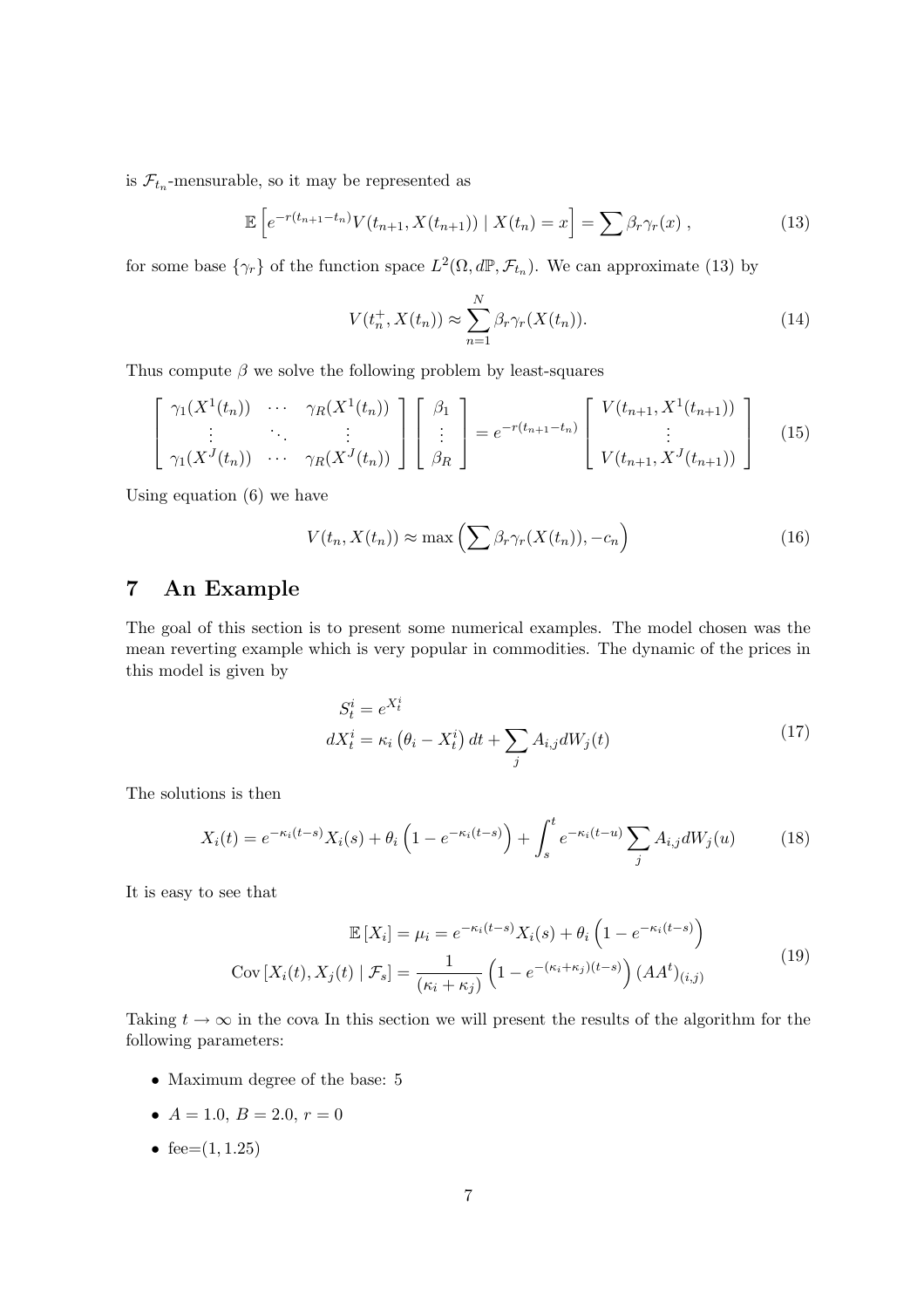is $\mathcal{F}_{t_n}$-mensurable, so it may be represented as

$$\mathbb{E}\left[e^{-r(t_{n+1}-t_n)}V(t_{n+1}, X(t_{n+1})) \mid X(t_n) = x\right] = \sum \beta_r \gamma_r(x)\;, \tag{13}$$

for some base $\{\gamma_r\}$ of the function space $L^2(\Omega, d\mathbb{P}, \mathcal{F}_{t_n})$. We can approximate (13) by

$$V(t_n^+, X(t_n)) \approx \sum_{n=1}^{N} \beta_r \gamma_r(X(t_n)). \tag{14}$$

Thus compute $\beta$ we solve the following problem by least-squares

$$\begin{bmatrix} \gamma_1(X^1(t_n)) & \cdots & \gamma_R(X^1(t_n)) \\ \vdots & \ddots & \vdots \\ \gamma_1(X^J(t_n)) & \cdots & \gamma_R(X^J(t_n)) \end{bmatrix} \begin{bmatrix} \beta_1 \\ \vdots \\ \beta_R \end{bmatrix} = e^{-r(t_{n+1}-t_n)} \begin{bmatrix} V(t_{n+1}, X^1(t_{n+1})) \\ \vdots \\ V(t_{n+1}, X^J(t_{n+1})) \end{bmatrix} \tag{15}$$

Using equation (6) we have

$$V(t_n, X(t_n)) \approx \max\left(\sum \beta_r \gamma_r(X(t_n)), -c_n\right) \tag{16}$$

## 7 An Example

The goal of this section is to present some numerical examples. The model chosen was the mean reverting example which is very popular in commodities. The dynamic of the prices in this model is given by

$$\begin{aligned} S_t^i &= e^{X_t^i} \\ dX_t^i &= \kappa_i\left(\theta_i - X_t^i\right)dt + \sum_j A_{i,j}dW_j(t) \end{aligned} \tag{17}$$

The solutions is then

$$X_i(t) = e^{-\kappa_i(t-s)}X_i(s) + \theta_i\left(1 - e^{-\kappa_i(t-s)}\right) + \int_s^t e^{-\kappa_i(t-u)} \sum_j A_{i,j}dW_j(u) \tag{18}$$

It is easy to see that

$$\begin{aligned} \mathbb{E}\left[X_i\right] = \mu_i &= e^{-\kappa_i(t-s)}X_i(s) + \theta_i\left(1 - e^{-\kappa_i(t-s)}\right) \\ \operatorname{Cov}\left[X_i(t), X_j(t) \mid \mathcal{F}_s\right] &= \frac{1}{(\kappa_i + \kappa_j)}\left(1 - e^{-(\kappa_i+\kappa_j)(t-s)}\right)(AA^t)_{(i,j)} \end{aligned} \tag{19}$$

Taking $t \to \infty$ in the cova In this section we will present the results of the algorithm for the following parameters:

- Maximum degree of the base: 5
- $A = 1.0$, $B = 2.0$, $r = 0$
- fee=$(1, 1.25)$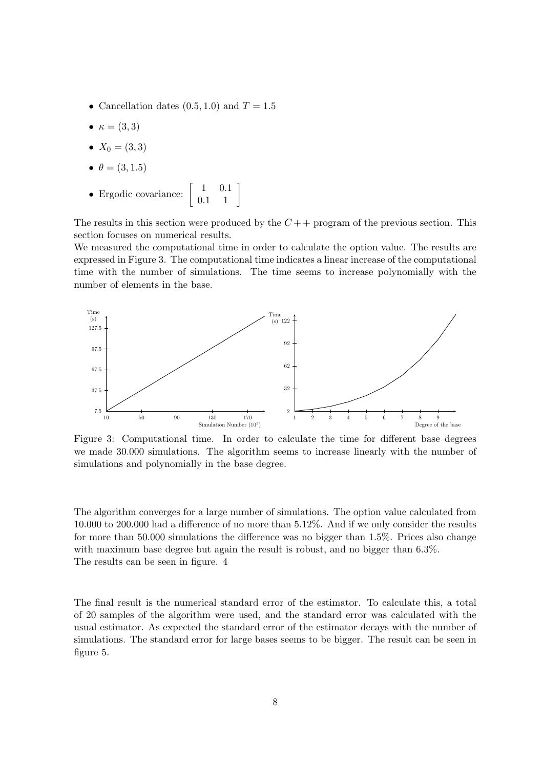- Cancellation dates $(0.5, 1.0)$ and $T = 1.5$
- $\kappa = (3, 3)$
- $X_0 = (3, 3)$
- $\theta = (3, 1.5)$
- Ergodic covariance: $\begin{bmatrix} 1 & 0.1 \\ 0.1 & 1 \end{bmatrix}$

The results in this section were produced by the $C++$ program of the previous section. This section focuses on numerical results.
We measured the computational time in order to calculate the option value. The results are expressed in Figure 3. The computational time indicates a linear increase of the computational time with the number of simulations. The time seems to increase polynomially with the number of elements in the base.

Time (s)
127.5
97.5
67.5
37.5
7.5
10 50 90 130 170
Simulation Number ($10^3$)

Time (s)
122
92
62
32
2
1 2 3 4 5 6 7 8 9
Degree of the base

Figure 3: Computational time. In order to calculate the time for different base degrees we made 30.000 simulations. The algorithm seems to increase linearly with the number of simulations and polynomially in the base degree.

The algorithm converges for a large number of simulations. The option value calculated from 10.000 to 200.000 had a difference of no more than 5.12%. And if we only consider the results for more than 50.000 simulations the difference was no bigger than 1.5%. Prices also change with maximum base degree but again the result is robust, and no bigger than 6.3%.
The results can be seen in figure. 4

The final result is the numerical standard error of the estimator. To calculate this, a total of 20 samples of the algorithm were used, and the standard error was calculated with the usual estimator. As expected the standard error of the estimator decays with the number of simulations. The standard error for large bases seems to be bigger. The result can be seen in figure 5.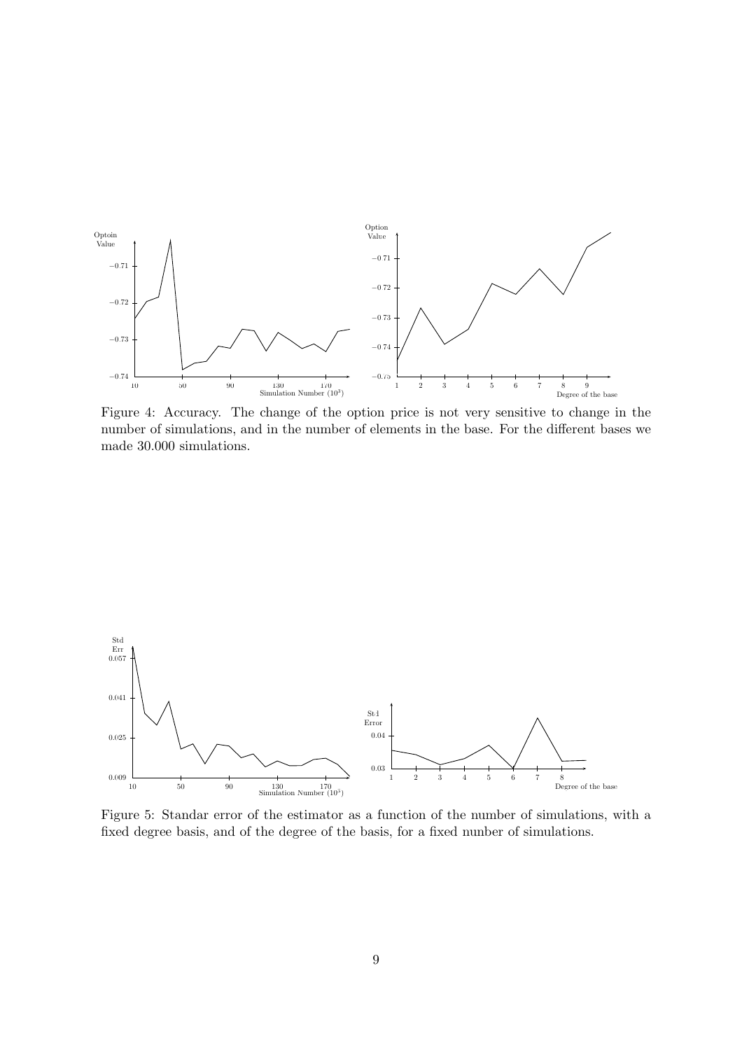Optoin
Value

−0.71

−0.72

−0.73

−0.74

10 50 90 130 170

Simulation Number ($10^3$)

Option
Value

−0.71

−0.72

−0.73

−0.74

−0.75

1 2 3 4 5 6 7 8 9

Degree of the base

Figure 4: Accuracy. The change of the option price is not very sensitive to change in the number of simulations, and in the number of elements in the base. For the different bases we made 30.000 simulations.

Std
Err
0.057

0.041

0.025

0.009

10 50 90 130 170

Simulation Number ($10^3$)

Std
Error
0.04

0.03

1 2 3 4 5 6 7 8

Degree of the base

Figure 5: Standar error of the estimator as a function of the number of simulations, with a fixed degree basis, and of the degree of the basis, for a fixed number of simulations.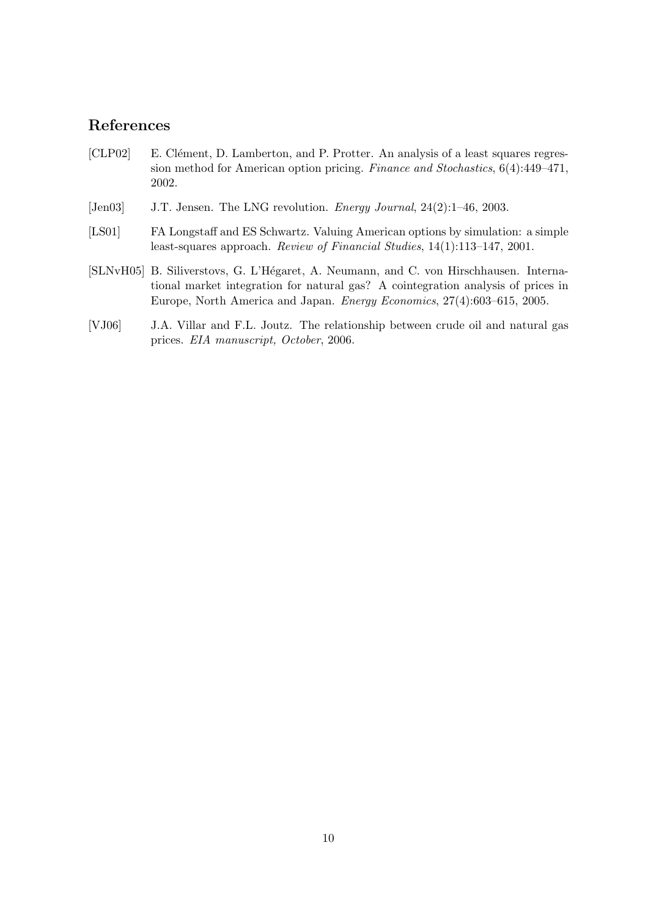## References

[CLP02] E. Clément, D. Lamberton, and P. Protter. An analysis of a least squares regression method for American option pricing. *Finance and Stochastics*, 6(4):449–471, 2002.

[Jen03] J.T. Jensen. The LNG revolution. *Energy Journal*, 24(2):1–46, 2003.

[LS01] FA Longstaff and ES Schwartz. Valuing American options by simulation: a simple least-squares approach. *Review of Financial Studies*, 14(1):113–147, 2001.

[SLNvH05] B. Siliverstovs, G. L'Hégaret, A. Neumann, and C. von Hirschhausen. International market integration for natural gas? A cointegration analysis of prices in Europe, North America and Japan. *Energy Economics*, 27(4):603–615, 2005.

[VJ06] J.A. Villar and F.L. Joutz. The relationship between crude oil and natural gas prices. *EIA manuscript, October*, 2006.